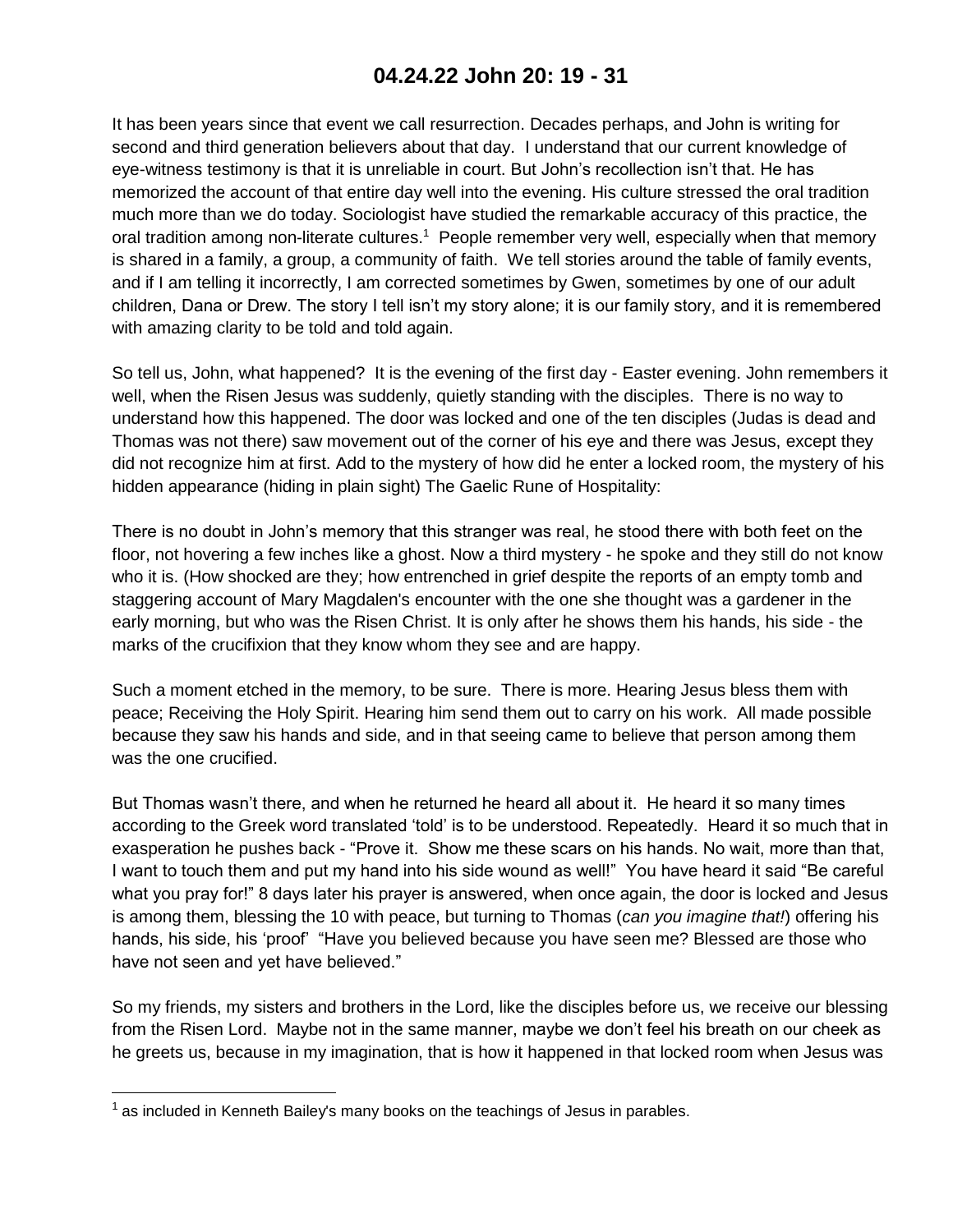# 04.24.22 John 20: 19 - 31

It has been years since that event we call resurrection. Decades perhaps, and John is writing for second and third generation believers about that day. I understand that our current knowledge of eye-witness testimony is that it is unreliable in court. But John's recollection isn't that. He has memorized the account of that entire day well into the evening. His culture stressed the oral tradition much more than we do today. Sociologist have studied the remarkable accuracy of this practice, the oral tradition among non-literate cultures.[1] People remember very well, especially when that memory is shared in a family, a group, a community of faith. We tell stories around the table of family events, and if I am telling it incorrectly, I am corrected sometimes by Gwen, sometimes by one of our adult children, Dana or Drew. The story I tell isn't my story alone; it is our family story, and it is remembered with amazing clarity to be told and told again.

So tell us, John, what happened? It is the evening of the first day - Easter evening. John remembers it well, when the Risen Jesus was suddenly, quietly standing with the disciples. There is no way to understand how this happened. The door was locked and one of the ten disciples (Judas is dead and Thomas was not there) saw movement out of the corner of his eye and there was Jesus, except they did not recognize him at first. Add to the mystery of how did he enter a locked room, the mystery of his hidden appearance (hiding in plain sight) The Gaelic Rune of Hospitality:

There is no doubt in John's memory that this stranger was real, he stood there with both feet on the floor, not hovering a few inches like a ghost. Now a third mystery - he spoke and they still do not know who it is. (How shocked are they; how entrenched in grief despite the reports of an empty tomb and staggering account of Mary Magdalen's encounter with the one she thought was a gardener in the early morning, but who was the Risen Christ. It is only after he shows them his hands, his side - the marks of the crucifixion that they know whom they see and are happy.

Such a moment etched in the memory, to be sure. There is more. Hearing Jesus bless them with peace; Receiving the Holy Spirit. Hearing him send them out to carry on his work. All made possible because they saw his hands and side, and in that seeing came to believe that person among them was the one crucified.

But Thomas wasn't there, and when he returned he heard all about it. He heard it so many times according to the Greek word translated 'told' is to be understood. Repeatedly. Heard it so much that in exasperation he pushes back - "Prove it. Show me these scars on his hands. No wait, more than that, I want to touch them and put my hand into his side wound as well!" You have heard it said "Be careful what you pray for!" 8 days later his prayer is answered, when once again, the door is locked and Jesus is among them, blessing the 10 with peace, but turning to Thomas (*can you imagine that!*) offering his hands, his side, his 'proof' "Have you believed because you have seen me? Blessed are those who have not seen and yet have believed."

So my friends, my sisters and brothers in the Lord, like the disciples before us, we receive our blessing from the Risen Lord. Maybe not in the same manner, maybe we don't feel his breath on our cheek as he greets us, because in my imagination, that is how it happened in that locked room when Jesus was

[1] as included in Kenneth Bailey's many books on the teachings of Jesus in parables.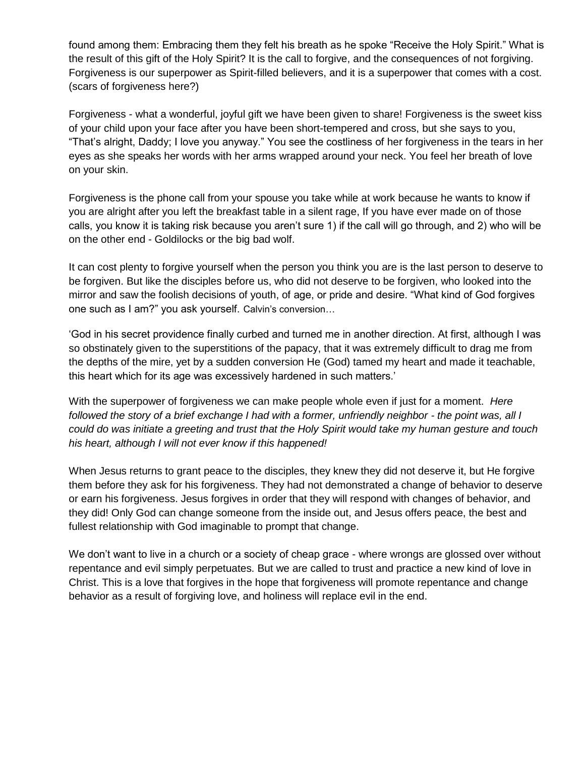found among them: Embracing them they felt his breath as he spoke "Receive the Holy Spirit." What is the result of this gift of the Holy Spirit? It is the call to forgive, and the consequences of not forgiving. Forgiveness is our superpower as Spirit-filled believers, and it is a superpower that comes with a cost. (scars of forgiveness here?)

Forgiveness - what a wonderful, joyful gift we have been given to share! Forgiveness is the sweet kiss of your child upon your face after you have been short-tempered and cross, but she says to you, "That's alright, Daddy; I love you anyway." You see the costliness of her forgiveness in the tears in her eyes as she speaks her words with her arms wrapped around your neck. You feel her breath of love on your skin.

Forgiveness is the phone call from your spouse you take while at work because he wants to know if you are alright after you left the breakfast table in a silent rage, If you have ever made on of those calls, you know it is taking risk because you aren't sure 1) if the call will go through, and 2) who will be on the other end - Goldilocks or the big bad wolf.

It can cost plenty to forgive yourself when the person you think you are is the last person to deserve to be forgiven. But like the disciples before us, who did not deserve to be forgiven, who looked into the mirror and saw the foolish decisions of youth, of age, or pride and desire. "What kind of God forgives one such as I am?" you ask yourself. Calvin's conversion…

'God in his secret providence finally curbed and turned me in another direction. At first, although I was so obstinately given to the superstitions of the papacy, that it was extremely difficult to drag me from the depths of the mire, yet by a sudden conversion He (God) tamed my heart and made it teachable, this heart which for its age was excessively hardened in such matters.'

With the superpower of forgiveness we can make people whole even if just for a moment. *Here followed the story of a brief exchange I had with a former, unfriendly neighbor - the point was, all I could do was initiate a greeting and trust that the Holy Spirit would take my human gesture and touch his heart, although I will not ever know if this happened!*

When Jesus returns to grant peace to the disciples, they knew they did not deserve it, but He forgive them before they ask for his forgiveness. They had not demonstrated a change of behavior to deserve or earn his forgiveness. Jesus forgives in order that they will respond with changes of behavior, and they did! Only God can change someone from the inside out, and Jesus offers peace, the best and fullest relationship with God imaginable to prompt that change.

We don't want to live in a church or a society of cheap grace - where wrongs are glossed over without repentance and evil simply perpetuates. But we are called to trust and practice a new kind of love in Christ. This is a love that forgives in the hope that forgiveness will promote repentance and change behavior as a result of forgiving love, and holiness will replace evil in the end.